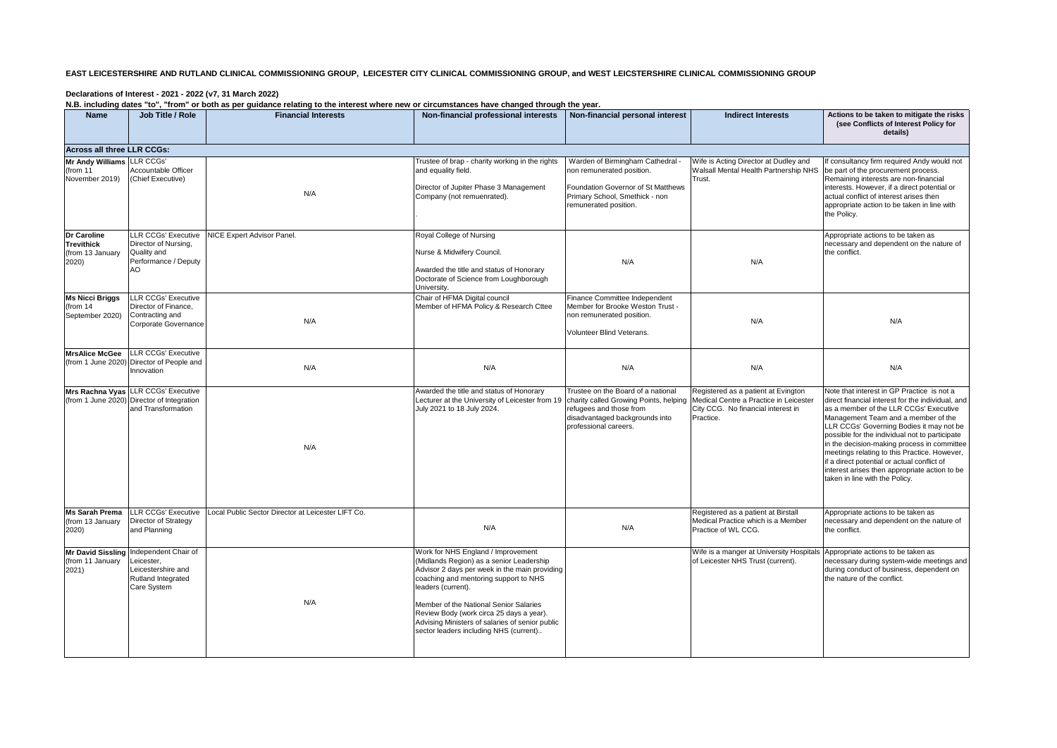**EAST LEICESTERSHIRE AND RUTLAND CLINICAL COMMISSIONING GROUP, LEICESTER CITY CLINICAL COMMISSIONING GROUP, and WEST LEICSTERSHIRE CLINICAL COMMISSIONING GROUP**

**Declarations of Interest - 2021 - 2022 (v7, 31 March 2022)**

**N.B. including dates "to", "from" or both as per guidance relating to the interest where new or circumstances have changed through the year.**

| Name | Job Title / Role | Financial Interests | Non-financial professional interests | Non-financial personal interest | Indirect Interests | Actions to be taken to mitigate the risks (see Conflicts of Interest Policy for details) |
|---|---|---|---|---|---|---|
| **Across all three LLR CCGs:** | | | | | | |
| **Mr Andy Williams** (from 11 November 2019) | LLR CCGs' Accountable Officer (Chief Executive) | N/A | Trustee of brap - charity working in the rights and equality field.<br><br>Director of Jupiter Phase 3 Management Company (not remuenerated).<br><br>. | Warden of Birmingham Cathedral - non remunerated position.<br><br>Foundation Governor of St Matthews Primary School, Smethick - non remunerated position. | Wife is Acting Director at Dudley and Walsall Mental Health Partnership NHS Trust. | If consultancy firm required Andy would not be part of the procurement process. Remaining interests are non-financial interests. However, if a direct potential or actual conflict of interest arises then appropriate action to be taken in line with the Policy. |
| **Dr Caroline Trevithick** (from 13 January 2020) | LLR CCGs' Executive Director of Nursing, Quality and Performance / Deputy AO | NICE Expert Advisor Panel. | Royal College of Nursing<br><br>Nurse & Midwifery Council.<br><br>Awarded the title and status of Honorary Doctorate of Science from Loughborough University. | N/A | N/A | Appropriate actions to be taken as necessary and dependent on the nature of the conflict. |
| **Ms Nicci Briggs** (from 14 September 2020) | LLR CCGs' Executive Director of Finance, Contracting and Corporate Governance | N/A | Chair of HFMA Digital council<br>Member of HFMA Policy & Research Cttee | Finance Committee Independent Member for Brooke Weston Trust - non remunerated position.<br><br>Volunteer Blind Veterans. | N/A | N/A |
| **MrsAlice McGee** (from 1 June 2020) | LLR CCGs' Executive Director of People and Innovation | N/A | N/A | N/A | N/A | N/A |
| **Mrs Rachna Vyas** (from 1 June 2020) | LLR CCGs' Executive Director of Integration and Transformation | N/A | Awarded the title and status of Honorary Lecturer at the University of Leicester from 19 July 2021 to 18 July 2024. | Trustee on the Board of a national charity called Growing Points, helping refugees and those from disadvantaged backgrounds into professional careers. | Registered as a patient at Evington Medical Centre a Practice in Leicester City CCG. No financial interest in Practice. | Note that interest in GP Practice is not a direct financial interest for the individual, and as a member of the LLR CCGs' Executive Management Team and a member of the LLR CCGs' Governing Bodies it may not be possible for the individual not to participate in the decision-making process in committee meetings relating to this Practice. However, if a direct potential or actual conflict of interest arises then appropriate action to be taken in line with the Policy. |
| **Ms Sarah Prema** (from 13 January 2020) | LLR CCGs' Executive Director of Strategy and Planning | Local Public Sector Director at Leicester LIFT Co. | N/A | N/A | Registered as a patient at Birstall Medical Practice which is a Member Practice of WL CCG. | Appropriate actions to be taken as necessary and dependent on the nature of the conflict. |
| **Mr David Sissling** (from 11 January 2021) | Independent Chair of Leicester, Leicestershire and Rutland Integrated Care System | N/A | Work for NHS England / Improvement (Midlands Region) as a senior Leadership Advisor 2 days per week in the main providing coaching and mentoring support to NHS leaders (current).<br><br>Member of the National Senior Salaries Review Body (work circa 25 days a year). Advising Ministers of salaries of senior public sector leaders including NHS (current).. | | Wife is a manger at University Hospitals of Leicester NHS Trust (current). | Appropriate actions to be taken as necessary during system-wide meetings and during conduct of business, dependent on the nature of the conflict. |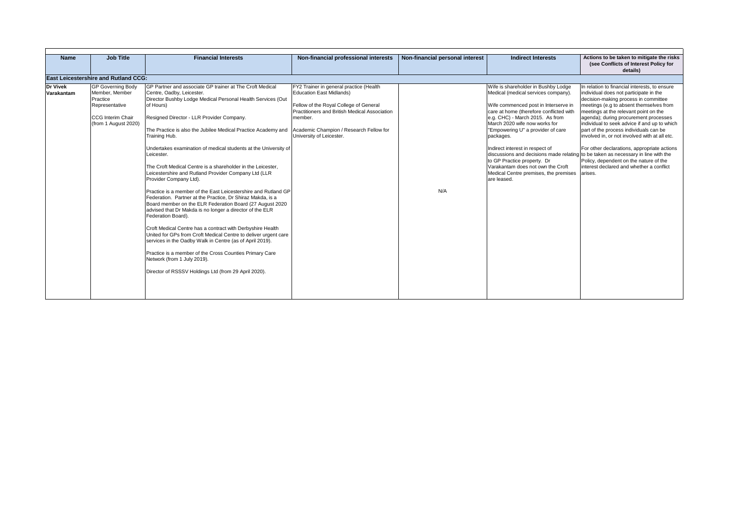| Name | Job Title | Financial Interests | Non-financial professional interests | Non-financial personal interest | Indirect Interests | Actions to be taken to mitigate the risks (see Conflicts of Interest Policy for details) |
|---|---|---|---|---|---|---|
| **East Leicestershire and Rutland CCG:** | | | | | | |
| **Dr Vivek Varakantam** | GP Governing Body Member, Member Practice Representative<br><br>CCG Interim Chair (from 1 August 2020) | GP Partner and associate GP trainer at The Croft Medical Centre, Oadby, Leicester.<br>Director Bushby Lodge Medical Personal Health Services (Out of Hours)<br><br>Resigned Director - LLR Provider Company.<br><br>The Practice is also the Jubilee Medical Practice Academy and Training Hub.<br><br>Undertakes examination of medical students at the University of Leicester.<br><br>The Croft Medical Centre is a shareholder in the Leicester, Leicestershire and Rutland Provider Company Ltd (LLR Provider Company Ltd).<br><br>Practice is a member of the East Leicestershire and Rutland GP Federation. Partner at the Practice, Dr Shiraz Makda, is a Board member on the ELR Federation Board (27 August 2020 advised that Dr Makda is no longer a director of the ELR Federation Board).<br><br>Croft Medical Centre has a contract with Derbyshire Health United for GPs from Croft Medical Centre to deliver urgent care services in the Oadby Walk in Centre (as of April 2019).<br><br>Practice is a member of the Cross Counties Primary Care Network (from 1 July 2019).<br><br>Director of RSSSV Holdings Ltd (from 29 April 2020). | FY2 Trainer in general practice (Health Education East Midlands)<br><br>Fellow of the Royal College of General Practitioners and British Medical Association member.<br><br>Academic Champion / Research Fellow for University of Leicester. | N/A | Wife is shareholder in Bushby Lodge Medical (medical services company).<br><br>Wife commenced post in Interserve in care at home (therefore conflicted with e.g. CHC) - March 2015. As from March 2020 wife now works for "Empowering U" a provider of care packages.<br><br>Indirect interest in respect of discussions and decisions made relating to GP Practice property. Dr Varakantam does not own the Croft Medical Centre premises, the premises are leased. | In relation to financial interests, to ensure individual does not participate in the decision-making process in committee meetings (e.g to absent themselves from meetings at the relevant point on the agenda); during procurement processes individual to seek advice if and up to which part of the process individuals can be involved in, or not involved with at all etc.<br><br>For other declarations, appropriate actions to be taken as necessary in line with the Policy, dependent on the nature of the interest declared and whether a conflict arises. |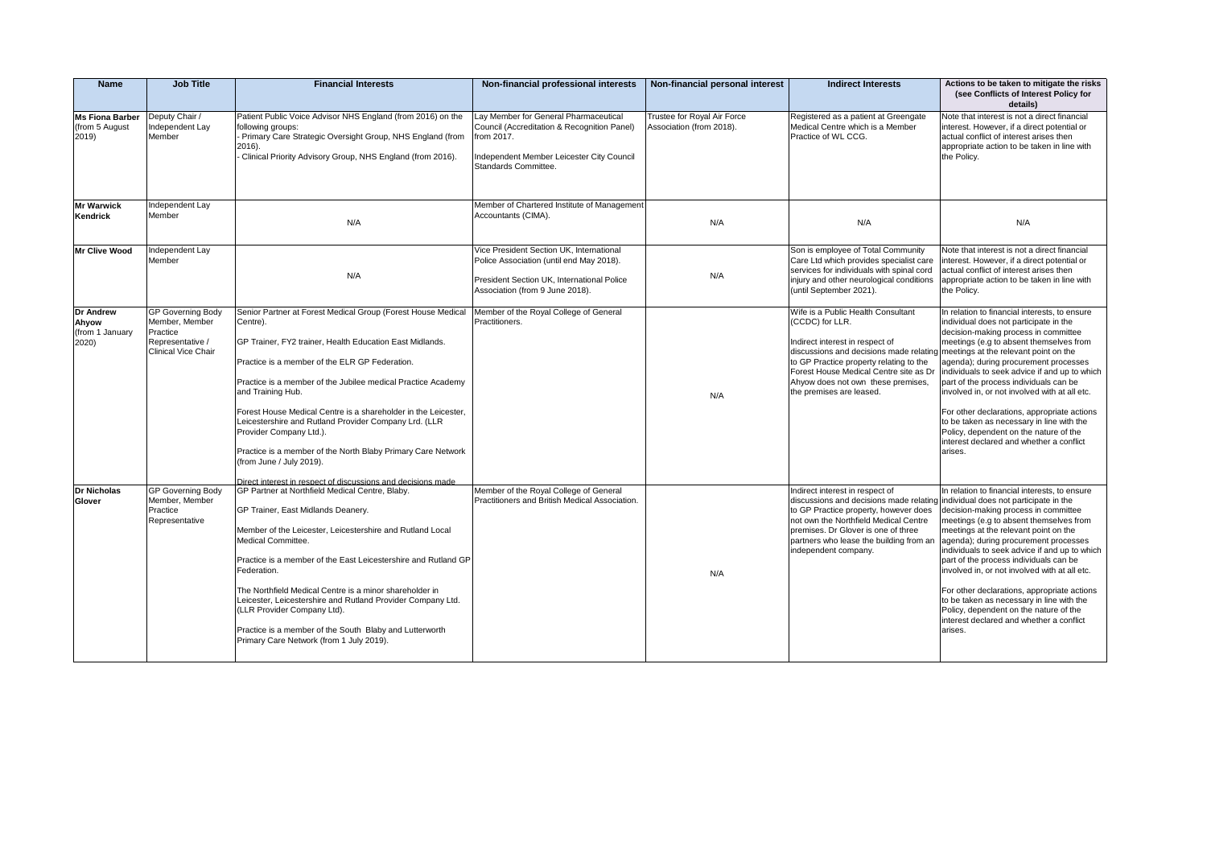| Name | Job Title | Financial Interests | Non-financial professional interests | Non-financial personal interest | Indirect Interests | Actions to be taken to mitigate the risks (see Conflicts of Interest Policy for details) |
|---|---|---|---|---|---|---|
| **Ms Fiona Barber** (from 5 August 2019) | Deputy Chair / Independent Lay Member | Patient Public Voice Advisor NHS England (from 2016) on the following groups:<br>- Primary Care Strategic Oversight Group, NHS England (from 2016).<br>- Clinical Priority Advisory Group, NHS England (from 2016). | Lay Member for General Pharmaceutical Council (Accreditation & Recognition Panel) from 2017.<br><br>Independent Member Leicester City Council Standards Committee. | Trustee for Royal Air Force Association (from 2018). | Registered as a patient at Greengate Medical Centre which is a Member Practice of WL CCG. | Note that interest is not a direct financial interest. However, if a direct potential or actual conflict of interest arises then appropriate action to be taken in line with the Policy. |
| **Mr Warwick Kendrick** | Independent Lay Member | N/A | Member of Chartered Institute of Management Accountants (CIMA). | N/A | N/A | N/A |
| **Mr Clive Wood** | Independent Lay Member | N/A | Vice President Section UK, International Police Association (until end May 2018).<br><br>President Section UK, International Police Association (from 9 June 2018). | N/A | Son is employee of Total Community Care Ltd which provides specialist care services for individuals with spinal cord injury and other neurological conditions (until September 2021). | Note that interest is not a direct financial interest. However, if a direct potential or actual conflict of interest arises then appropriate action to be taken in line with the Policy. |
| **Dr Andrew Ahyow** (from 1 January 2020) | GP Governing Body Member, Member Practice Representative / Clinical Vice Chair | Senior Partner at Forest Medical Group (Forest House Medical Centre).<br><br>GP Trainer, FY2 trainer, Health Education East Midlands.<br><br>Practice is a member of the ELR GP Federation.<br><br>Practice is a member of the Jubilee medical Practice Academy and Training Hub.<br><br>Forest House Medical Centre is a shareholder in the Leicester, Leicestershire and Rutland Provider Company Lrd. (LLR Provider Company Ltd.).<br><br>Practice is a member of the North Blaby Primary Care Network (from June / July 2019).<br><br>Direct interest in respect of discussions and decisions made | Member of the Royal College of General Practitioners. | N/A | Wife is a Public Health Consultant (CCDC) for LLR.<br><br>Indirect interest in respect of discussions and decisions made relating to GP Practice property relating to the Forest House Medical Centre site as Dr Ahyow does not own these premises, the premises are leased. | In relation to financial interests, to ensure individual does not participate in the decision-making process in committee meetings (e.g to absent themselves from meetings at the relevant point on the agenda); during procurement processes individuals to seek advice if and up to which part of the process individuals can be involved in, or not involved with at all etc.<br><br>For other declarations, appropriate actions to be taken as necessary in line with the Policy, dependent on the nature of the interest declared and whether a conflict arises. |
| **Dr Nicholas Glover** | GP Governing Body Member, Member Practice Representative | GP Partner at Northfield Medical Centre, Blaby.<br><br>GP Trainer, East Midlands Deanery.<br><br>Member of the Leicester, Leicestershire and Rutland Local Medical Committee.<br><br>Practice is a member of the East Leicestershire and Rutland GP Federation.<br><br>The Northfield Medical Centre is a minor shareholder in Leicester, Leicestershire and Rutland Provider Company Ltd. (LLR Provider Company Ltd).<br><br>Practice is a member of the South Blaby and Lutterworth Primary Care Network (from 1 July 2019). | Member of the Royal College of General Practitioners and British Medical Association. | N/A | Indirect interest in respect of discussions and decisions made relating to GP Practice property, however does not own the Northfield Medical Centre premises. Dr Glover is one of three partners who lease the building from an independent company. | In relation to financial interests, to ensure individual does not participate in the decision-making process in committee meetings (e.g to absent themselves from meetings at the relevant point on the agenda); during procurement processes individuals to seek advice if and up to which part of the process individuals can be involved in, or not involved with at all etc.<br><br>For other declarations, appropriate actions to be taken as necessary in line with the Policy, dependent on the nature of the interest declared and whether a conflict arises. |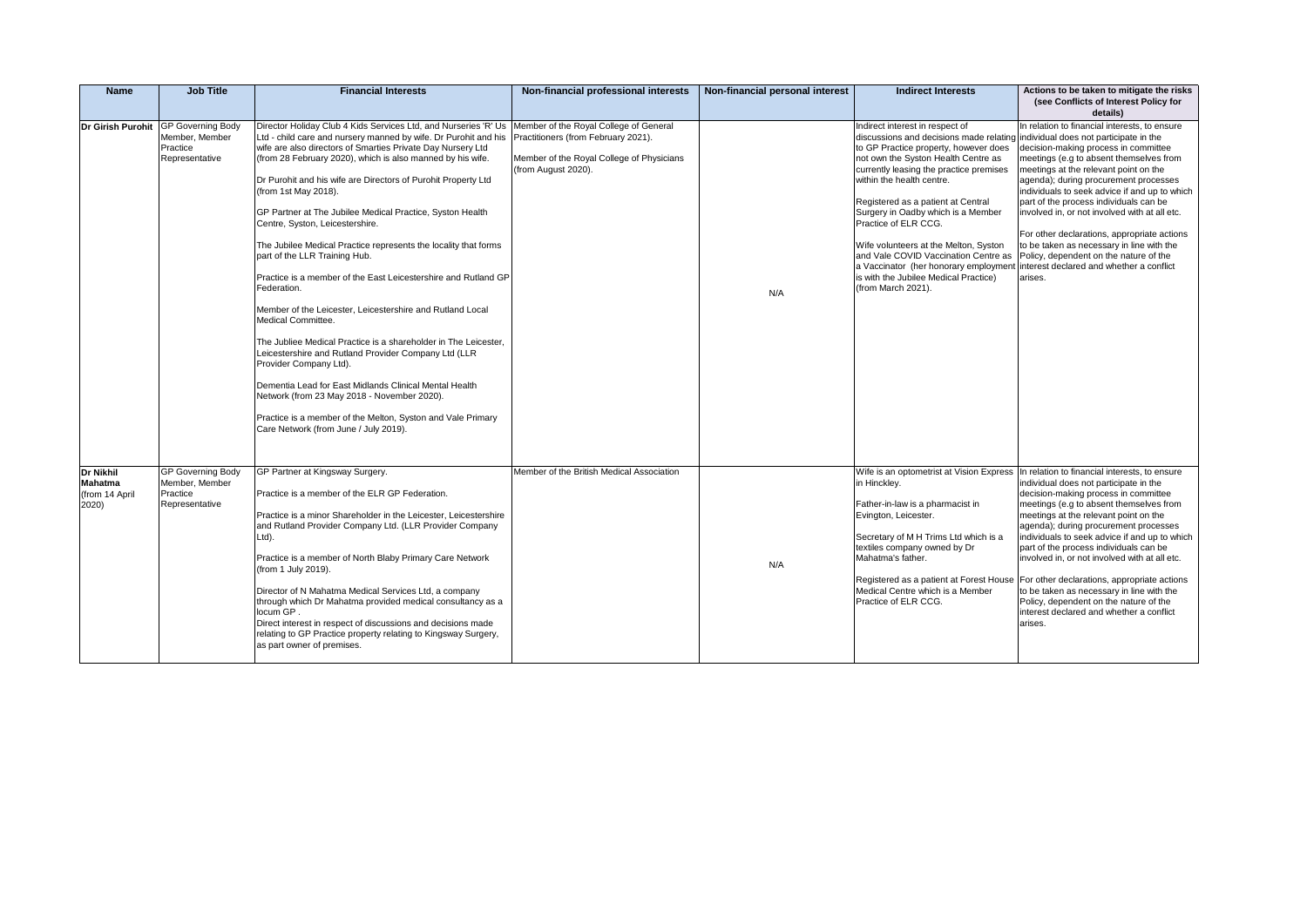| Name | Job Title | Financial Interests | Non-financial professional interests | Non-financial personal interest | Indirect Interests | Actions to be taken to mitigate the risks (see Conflicts of Interest Policy for details) |
|---|---|---|---|---|---|---|
| **Dr Girish Purohit** | GP Governing Body Member, Member Practice Representative | Director Holiday Club 4 Kids Services Ltd, and Nurseries 'R' Us Ltd - child care and nursery manned by wife. Dr Purohit and his wife are also directors of Smarties Private Day Nursery Ltd (from 28 February 2020), which is also manned by his wife.<br><br>Dr Purohit and his wife are Directors of Purohit Property Ltd (from 1st May 2018).<br><br>GP Partner at The Jubilee Medical Practice, Syston Health Centre, Syston, Leicestershire.<br><br>The Jubilee Medical Practice represents the locality that forms part of the LLR Training Hub.<br><br>Practice is a member of the East Leicestershire and Rutland GP Federation.<br><br>Member of the Leicester, Leicestershire and Rutland Local Medical Committee.<br><br>The Jubliee Medical Practice is a shareholder in The Leicester, Leicestershire and Rutland Provider Company Ltd (LLR Provider Company Ltd).<br><br>Dementia Lead for East Midlands Clinical Mental Health Network (from 23 May 2018 - November 2020).<br><br>Practice is a member of the Melton, Syston and Vale Primary Care Network (from June / July 2019). | Member of the Royal College of General Practitioners (from February 2021).<br><br>Member of the Royal College of Physicians (from August 2020). | N/A | Indirect interest in respect of discussions and decisions made relating to GP Practice property, however does not own the Syston Health Centre as currently leasing the practice premises within the health centre.<br><br>Registered as a patient at Central Surgery in Oadby which is a Member Practice of ELR CCG.<br><br>Wife volunteers at the Melton, Syston and Vale COVID Vaccination Centre as a Vaccinator (her honorary employment is with the Jubilee Medical Practice) (from March 2021). | In relation to financial interests, to ensure individual does not participate in the decision-making process in committee meetings (e.g to absent themselves from meetings at the relevant point on the agenda); during procurement processes individuals to seek advice if and up to which part of the process individuals can be involved in, or not involved with at all etc.<br><br>For other declarations, appropriate actions to be taken as necessary in line with the Policy, dependent on the nature of the interest declared and whether a conflict arises. |
| **Dr Nikhil Mahatma** (from 14 April 2020) | GP Governing Body Member, Member Practice Representative | GP Partner at Kingsway Surgery.<br><br>Practice is a member of the ELR GP Federation.<br><br>Practice is a minor Shareholder in the Leicester, Leicestershire and Rutland Provider Company Ltd. (LLR Provider Company Ltd).<br><br>Practice is a member of North Blaby Primary Care Network (from 1 July 2019).<br><br>Director of N Mahatma Medical Services Ltd, a company through which Dr Mahatma provided medical consultancy as a locum GP .<br>Direct interest in respect of discussions and decisions made relating to GP Practice property relating to Kingsway Surgery, as part owner of premises. | Member of the British Medical Association | N/A | Wife is an optometrist at Vision Express in Hinckley.<br><br>Father-in-law is a pharmacist in Evington, Leicester.<br><br>Secretary of M H Trims Ltd which is a textiles company owned by Dr Mahatma's father.<br><br>Registered as a patient at Forest House Medical Centre which is a Member Practice of ELR CCG. | In relation to financial interests, to ensure individual does not participate in the decision-making process in committee meetings (e.g to absent themselves from meetings at the relevant point on the agenda); during procurement processes individuals to seek advice if and up to which part of the process individuals can be involved in, or not involved with at all etc.<br><br>For other declarations, appropriate actions to be taken as necessary in line with the Policy, dependent on the nature of the interest declared and whether a conflict arises. |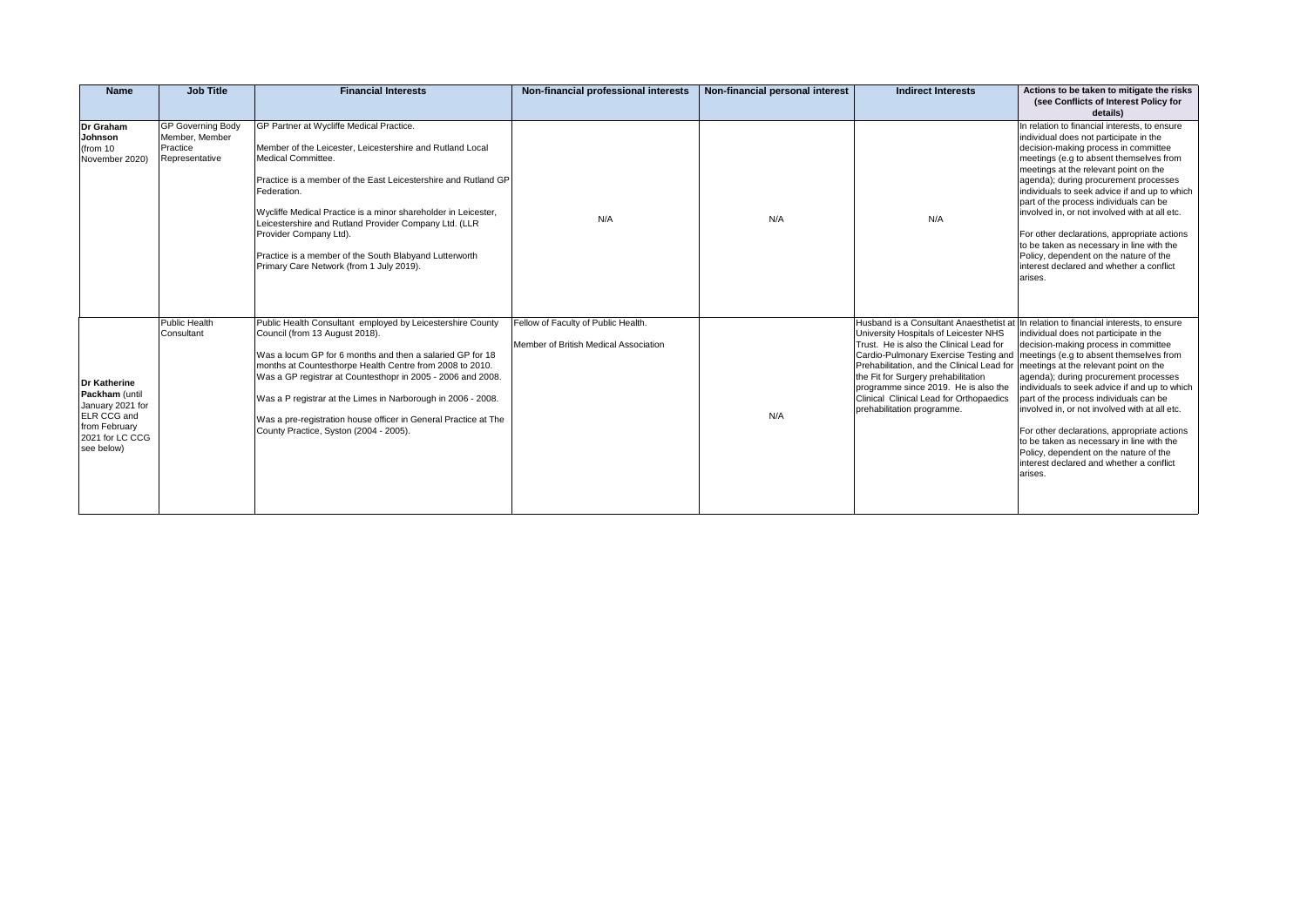| Name | Job Title | Financial Interests | Non-financial professional interests | Non-financial personal interest | Indirect Interests | Actions to be taken to mitigate the risks (see Conflicts of Interest Policy for details) |
|---|---|---|---|---|---|---|
| **Dr Graham Johnson** (from 10 November 2020) | GP Governing Body Member, Member Practice Representative | GP Partner at Wycliffe Medical Practice.<br><br>Member of the Leicester, Leicestershire and Rutland Local Medical Committee.<br><br>Practice is a member of the East Leicestershire and Rutland GP Federation.<br><br>Wycliffe Medical Practice is a minor shareholder in Leicester, Leicestershire and Rutland Provider Company Ltd. (LLR Provider Company Ltd).<br><br>Practice is a member of the South Blabyand Lutterworth Primary Care Network (from 1 July 2019). | N/A | N/A | N/A | In relation to financial interests, to ensure individual does not participate in the decision-making process in committee meetings (e.g to absent themselves from meetings at the relevant point on the agenda); during procurement processes individuals to seek advice if and up to which part of the process individuals can be involved in, or not involved with at all etc.<br><br>For other declarations, appropriate actions to be taken as necessary in line with the Policy, dependent on the nature of the interest declared and whether a conflict arises. |
| **Dr Katherine Packham** (until January 2021 for ELR CCG and from February 2021 for LC CCG see below) | Public Health Consultant | Public Health Consultant employed by Leicestershire County Council (from 13 August 2018).<br><br>Was a locum GP for 6 months and then a salaried GP for 18 months at Countesthorpe Health Centre from 2008 to 2010.<br>Was a GP registrar at Countesthopr in 2005 - 2006 and 2008.<br><br>Was a P registrar at the Limes in Narborough in 2006 - 2008.<br><br>Was a pre-registration house officer in General Practice at The County Practice, Syston (2004 - 2005). | Fellow of Faculty of Public Health.<br><br>Member of British Medical Association | N/A | Husband is a Consultant Anaesthetist at University Hospitals of Leicester NHS Trust. He is also the Clinical Lead for Cardio-Pulmonary Exercise Testing and Prehabilitation, and the Clinical Lead for the Fit for Surgery prehabilitation programme since 2019. He is also the Clinical Clinical Lead for Orthopaedics prehabilitation programme. | In relation to financial interests, to ensure individual does not participate in the decision-making process in committee meetings (e.g to absent themselves from meetings at the relevant point on the agenda); during procurement processes individuals to seek advice if and up to which part of the process individuals can be involved in, or not involved with at all etc.<br><br>For other declarations, appropriate actions to be taken as necessary in line with the Policy, dependent on the nature of the interest declared and whether a conflict arises. |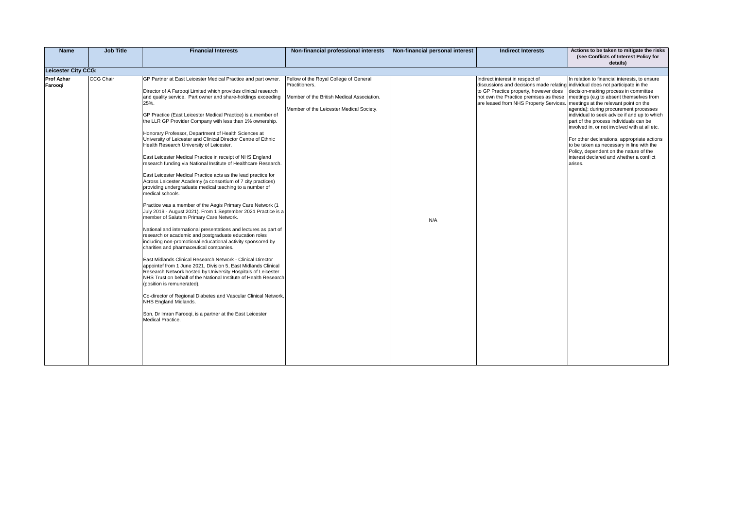| Name | Job Title | Financial Interests | Non-financial professional interests | Non-financial personal interest | Indirect Interests | Actions to be taken to mitigate the risks (see Conflicts of Interest Policy for details) |
|---|---|---|---|---|---|---|
| **Leicester City CCG:** | | | | | | |
| **Prof Azhar Farooqi** | CCG Chair | GP Partner at East Leicester Medical Practice and part owner.<br><br>Director of A Farooqi Limited which provides clinical research and quality service. Part owner and share-holdings exceeding 25%.<br><br>GP Practice (East Leicester Medical Practice) is a member of the LLR GP Provider Company with less than 1% ownership.<br><br>Honorary Professor, Department of Health Sciences at University of Leicester and Clinical Director Centre of Ethnic Health Research University of Leicester.<br><br>East Leicester Medical Practice in receipt of NHS England research funding via National Institute of Healthcare Research.<br><br>East Leicester Medical Practice acts as the lead practice for Across Leicester Academy (a consortium of 7 city practices) providing undergraduate medical teaching to a number of medical schools.<br><br>Practice was a member of the Aegis Primary Care Network (1 July 2019 - August 2021). From 1 September 2021 Practice is a member of Salutem Primary Care Network.<br><br>National and international presentations and lectures as part of research or academic and postgraduate education roles including non-promotional educational activity sponsored by charities and pharmaceutical companies.<br><br>East Midlands Clinical Research Network - Clinical Director appointef from 1 June 2021, Division 5, East Midlands Clinical Research Network hosted by University Hospitals of Leicester NHS Trust on behalf of the National Institute of Health Research (position is remunerated).<br><br>Co-director of Regional Diabetes and Vascular Clinical Network, NHS England Midlands.<br><br>Son, Dr Imran Farooqi, is a partner at the East Leicester Medical Practice. | Fellow of the Royal College of General Practitioners.<br><br>Member of the British Medical Association.<br><br>Member of the Leicester Medical Society. | N/A | Indirect interest in respect of discussions and decisions made relating to GP Practice property, however does not own the Practice premises as these are leased from NHS Property Services. | In relation to financial interests, to ensure individual does not participate in the decision-making process in committee meetings (e.g to absent themselves from meetings at the relevant point on the agenda); during procurement processes individual to seek advice if and up to which part of the process individuals can be involved in, or not involved with at all etc.<br><br>For other declarations, appropriate actions to be taken as necessary in line with the Policy, dependent on the nature of the interest declared and whether a conflict arises. |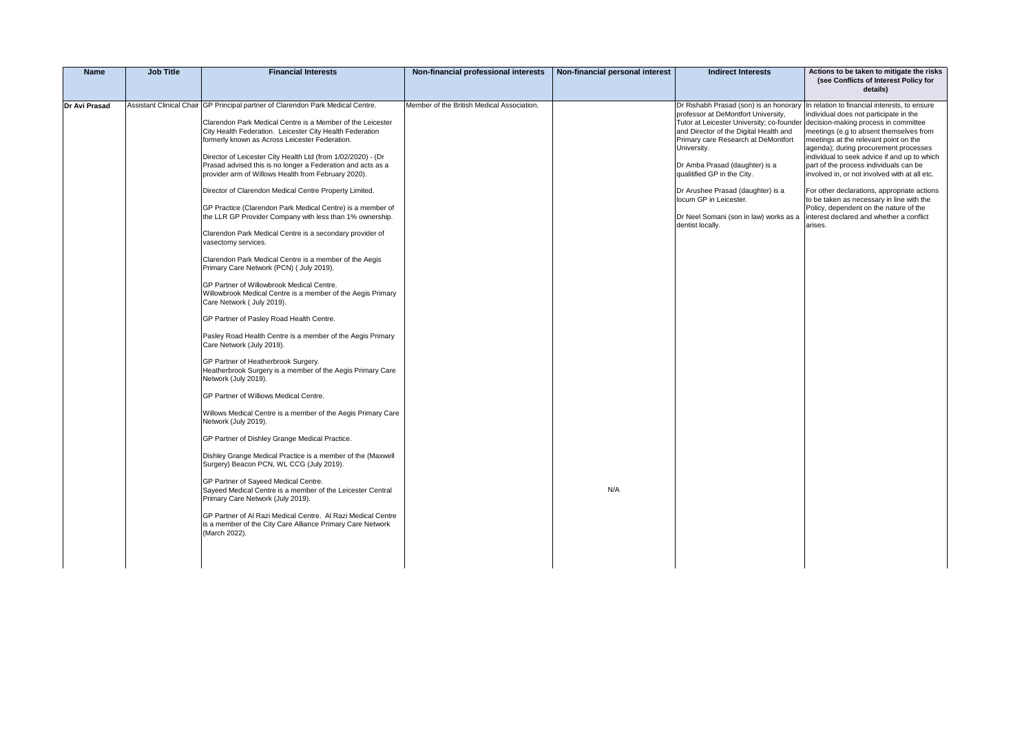| Name | Job Title | Financial Interests | Non-financial professional interests | Non-financial personal interest | Indirect Interests | Actions to be taken to mitigate the risks (see Conflicts of Interest Policy for details) |
|---|---|---|---|---|---|---|
| **Dr Avi Prasad** | Assistant Clinical Chair | GP Principal partner of Clarendon Park Medical Centre.<br><br>Clarendon Park Medical Centre is a Member of the Leicester City Health Federation. Leicester City Health Federation formerly known as Across Leicester Federation.<br><br>Director of Leicester City Health Ltd (from 1/02/2020) - (Dr Prasad advised this is no longer a Federation and acts as a provider arm of Willows Health from February 2020).<br><br>Director of Clarendon Medical Centre Property Limited.<br><br>GP Practice (Clarendon Park Medical Centre) is a member of the LLR GP Provider Company with less than 1% ownership.<br><br>Clarendon Park Medical Centre is a secondary provider of vasectomy services.<br><br>Clarendon Park Medical Centre is a member of the Aegis Primary Care Network (PCN) ( July 2019).<br><br>GP Partner of Willowbrook Medical Centre. Willowbrook Medical Centre is a member of the Aegis Primary Care Network ( July 2019).<br><br>GP Partner of Pasley Road Health Centre.<br><br>Pasley Road Health Centre is a member of the Aegis Primary Care Network (July 2019).<br><br>GP Partner of Heatherbrook Surgery. Heatherbrook Surgery is a member of the Aegis Primary Care Network (July 2019).<br><br>GP Partner of Willows Medical Centre.<br><br>Willows Medical Centre is a member of the Aegis Primary Care Network (July 2019).<br><br>GP Partner of Dishley Grange Medical Practice.<br><br>Dishley Grange Medical Practice is a member of the (Maxwell Surgery) Beacon PCN, WL CCG (July 2019).<br><br>GP Partner of Sayeed Medical Centre. Sayeed Medical Centre is a member of the Leicester Central Primary Care Network (July 2019).<br><br>GP Partner of Al Razi Medical Centre. Al Razi Medical Centre is a member of the City Care Alliance Primary Care Network (March 2022). | Member of the British Medical Association. | N/A | Dr Rishabh Prasad (son) is an honorary professor at DeMontfort University, Tutor at Leicester University; co-founder and Director of the Digital Health and Primary care Research at DeMontfort University.<br><br>Dr Amba Prasad (daughter) is a qualitified GP in the City.<br><br>Dr Arushee Prasad (daughter) is a locum GP in Leicester.<br><br>Dr Neel Somani (son in law) works as a dentist locally. | In relation to financial interests, to ensure individual does not participate in the decision-making process in committee meetings (e.g to absent themselves from meetings at the relevant point on the agenda); during procurement processes individual to seek advice if and up to which part of the process individuals can be involved in, or not involved with at all etc.<br><br>For other declarations, appropriate actions to be taken as necessary in line with the Policy, dependent on the nature of the interest declared and whether a conflict arises. |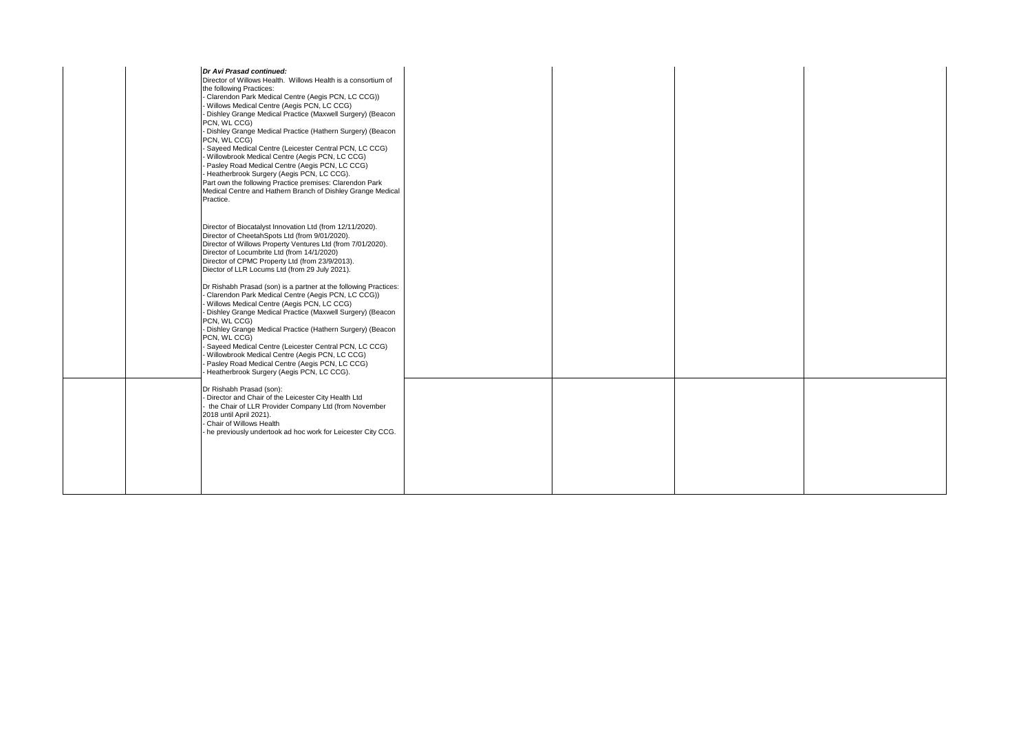|  |  |  |  |  |  |  |
|---|---|---|---|---|---|---|
|  |  | ***Dr Avi Prasad continued:***<br>Director of Willows Health. Willows Health is a consortium of the following Practices:<br>- Clarendon Park Medical Centre (Aegis PCN, LC CCG))<br>- Willows Medical Centre (Aegis PCN, LC CCG)<br>- Dishley Grange Medical Practice (Maxwell Surgery) (Beacon PCN, WL CCG)<br>- Dishley Grange Medical Practice (Hathern Surgery) (Beacon PCN, WL CCG)<br>- Sayeed Medical Centre (Leicester Central PCN, LC CCG)<br>- Willowbrook Medical Centre (Aegis PCN, LC CCG)<br>- Pasley Road Medical Centre (Aegis PCN, LC CCG)<br>- Heatherbrook Surgery (Aegis PCN, LC CCG).<br>Part own the following Practice premises: Clarendon Park Medical Centre and Hathern Branch of Dishley Grange Medical Practice.<br><br>Director of Biocatalyst Innovation Ltd (from 12/11/2020).<br>Director of CheetahSpots Ltd (from 9/01/2020).<br>Director of Willows Property Ventures Ltd (from 7/01/2020).<br>Director of Locumbrite Ltd (from 14/1/2020)<br>Director of CPMC Property Ltd (from 23/9/2013).<br>Diector of LLR Locums Ltd (from 29 July 2021).<br><br>Dr Rishabh Prasad (son) is a partner at the following Practices:<br>- Clarendon Park Medical Centre (Aegis PCN, LC CCG))<br>- Willows Medical Centre (Aegis PCN, LC CCG)<br>- Dishley Grange Medical Practice (Maxwell Surgery) (Beacon PCN, WL CCG)<br>- Dishley Grange Medical Practice (Hathern Surgery) (Beacon PCN, WL CCG)<br>- Sayeed Medical Centre (Leicester Central PCN, LC CCG)<br>- Willowbrook Medical Centre (Aegis PCN, LC CCG)<br>- Pasley Road Medical Centre (Aegis PCN, LC CCG)<br>- Heatherbrook Surgery (Aegis PCN, LC CCG). |  |  |  |  |
|  |  | Dr Rishabh Prasad (son):<br>- Director and Chair of the Leicester City Health Ltd<br>- the Chair of LLR Provider Company Ltd (from November 2018 until April 2021).<br>- Chair of Willows Health<br>- he previously undertook ad hoc work for Leicester City CCG. |  |  |  |  |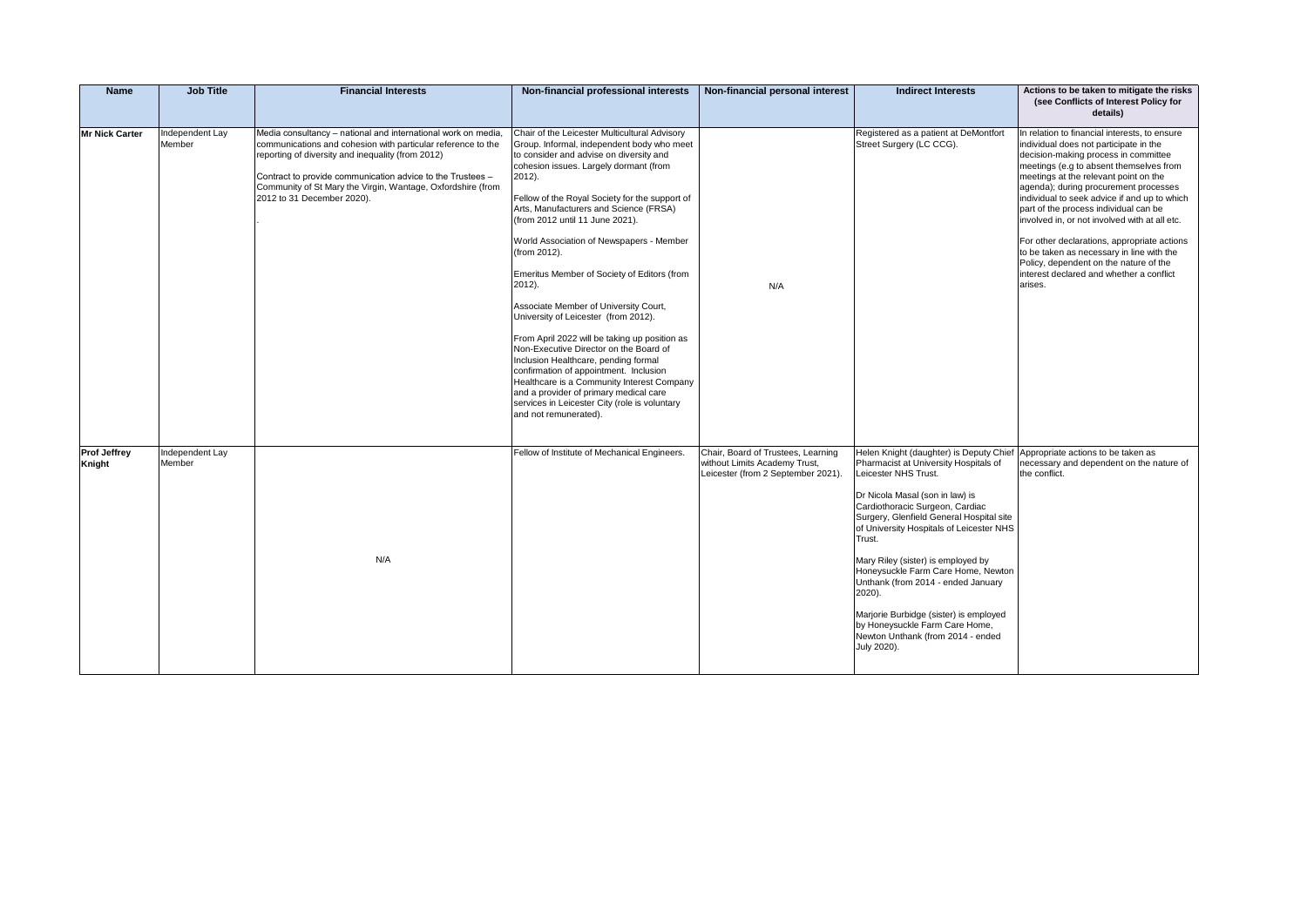| Name | Job Title | Financial Interests | Non-financial professional interests | Non-financial personal interest | Indirect Interests | Actions to be taken to mitigate the risks (see Conflicts of Interest Policy for details) |
|---|---|---|---|---|---|---|
| **Mr Nick Carter** | Independent Lay Member | Media consultancy – national and international work on media, communications and cohesion with particular reference to the reporting of diversity and inequality (from 2012)<br><br>Contract to provide communication advice to the Trustees – Community of St Mary the Virgin, Wantage, Oxfordshire (from 2012 to 31 December 2020).<br><br>. | Chair of the Leicester Multicultural Advisory Group. Informal, independent body who meet to consider and advise on diversity and cohesion issues. Largely dormant (from 2012).<br><br>Fellow of the Royal Society for the support of Arts, Manufacturers and Science (FRSA) (from 2012 until 11 June 2021).<br><br>World Association of Newspapers - Member (from 2012).<br><br>Emeritus Member of Society of Editors (from 2012).<br><br>Associate Member of University Court, University of Leicester (from 2012).<br><br>From April 2022 will be taking up position as Non-Executive Director on the Board of Inclusion Healthcare, pending formal confirmation of appointment. Inclusion Healthcare is a Community Interest Company and a provider of primary medical care services in Leicester City (role is voluntary and not remunerated). | N/A | Registered as a patient at DeMontfort Street Surgery (LC CCG). | In relation to financial interests, to ensure individual does not participate in the decision-making process in committee meetings (e.g to absent themselves from meetings at the relevant point on the agenda); during procurement processes individual to seek advice if and up to which part of the process individual can be involved in, or not involved with at all etc.<br><br>For other declarations, appropriate actions to be taken as necessary in line with the Policy, dependent on the nature of the interest declared and whether a conflict arises. |
| **Prof Jeffrey Knight** | Independent Lay Member | N/A | Fellow of Institute of Mechanical Engineers. | Chair, Board of Trustees, Learning without Limits Academy Trust, Leicester (from 2 September 2021). | Helen Knight (daughter) is Deputy Chief Pharmacist at University Hospitals of Leicester NHS Trust.<br><br>Dr Nicola Masal (son in law) is Cardiothoracic Surgeon, Cardiac Surgery, Glenfield General Hospital site of University Hospitals of Leicester NHS Trust.<br><br>Mary Riley (sister) is employed by Honeysuckle Farm Care Home, Newton Unthank (from 2014 - ended January 2020).<br><br>Marjorie Burbidge (sister) is employed by Honeysuckle Farm Care Home, Newton Unthank (from 2014 - ended July 2020). | Appropriate actions to be taken as necessary and dependent on the nature of the conflict. |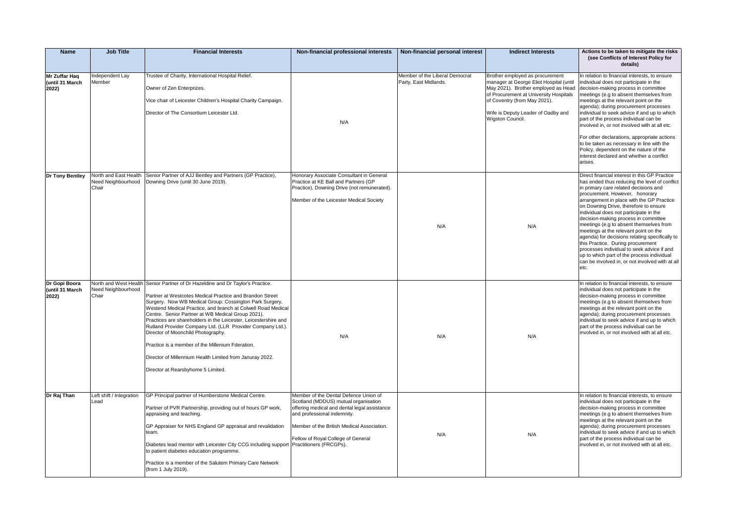| Name | Job Title | Financial Interests | Non-financial professional interests | Non-financial personal interest | Indirect Interests | Actions to be taken to mitigate the risks (see Conflicts of Interest Policy for details) |
|---|---|---|---|---|---|---|
| **Mr Zuffar Haq (until 31 March 2022)** | Independent Lay Member | Trustee of Charity, International Hospital Relief.<br><br>Owner of Zen Enterprizes.<br><br>Vice chair of Leicester Children's Hospital Charity Campaign.<br><br>Director of The Consortium Leicester Ltd. | N/A | Member of the Liberal Democrat Party, East Midlands. | Brother employed as procurement manager at George Eliot Hospital (until May 2021). Brother employed as Head of Procurement at University Hospitals of Coventry (from May 2021).<br><br>Wife is Deputy Leader of Oadby and Wigston Council. | In relation to financial interests, to ensure individual does not participate in the decision-making process in committee meetings (e.g to absent themselves from meetings at the relevant point on the agenda); during procurement processes individual to seek advice if and up to which part of the process individual can be involved in, or not involved with at all etc.<br><br>For other declarations, appropriate actions to be taken as necessary in line with the Policy, dependent on the nature of the interest declared and whether a conflict arises. |
| **Dr Tony Bentley** | North and East Health Need Neighbourhood Chair | Senior Partner of AJJ Bentley and Partners (GP Practice), Downing Drive (until 30 June 2019). | Honorary Associate Consultant in General Practice at KE Ball and Partners (GP Practice), Downing Drive (not remunerated).<br><br>Member of the Leicester Medical Society | N/A | N/A | Direct financial interest in this GP Practice has ended thus reducing the level of conflict in primary care related decisions and procurement. However, honorary arrangement in place with the GP Practice on Downing Drive, therefore to ensure individual does not participate in the decision-making process in committee meetings (e.g to absent themselves from meetings at the relevant point on the agenda) for decisions relating specifically to this Practice. During procurement processes individual to seek advice if and up to which part of the process individual can be involved in, or not involved with at all etc. |
| **Dr Gopi Boora (until 31 March 2022)** | North and West Health Need Neighbourhood Chair | Senior Partner of Dr Hazeldine and Dr Taylor's Practice.<br><br>Partner at Westcotes Medical Practice and Brandon Street Surgery. Now WB Medical Group: Cossington Park Surgery, Westend Medical Practice, and branch at Colwell Road Medical Centre. Senior Partner at WB Medical Group 2021).<br>Practices are shareholders in the Leicester, Leicestershire and Rutland Provider Company Ltd. (LLR Provider Company Ltd.).<br>Director of Moonchild Photography.<br><br>Practice is a member of the Millenium Fderation.<br><br>Director of Millennium Health Limited from Januray 2022.<br><br>Director at Rearsbyhome 5 Limited. | N/A | N/A | N/A | In relation to financial interests, to ensure individual does not participate in the decision-making process in committee meetings (e.g to absent themselves from meetings at the relevant point on the agenda); during procurement processes individual to seek advice if and up to which part of the process individual can be involved in, or not involved with at all etc. |
| **Dr Raj Than** | Left shift / Integration Lead | GP Principal partner of Humberstone Medical Centre.<br><br>Partner of PVR Partnership, providing out of hours GP work, appraising and teaching.<br><br>GP Appraiser for NHS England GP appraisal and revalidation team.<br><br>Diabetes lead mentor with Leicester City CCG including support to patient diabetes education programme.<br><br>Practice is a member of the Salutem Primary Care Network (from 1 July 2019). | Member of the Dental Defence Union of Scotland (MDDUS) mutual organisation offering medical and dental legal assistance and professional indemnity.<br><br>Member of the British Medical Association.<br><br>Fellow of Royal College of General Practitioners (FRCGPs). | N/A | N/A | In relation to financial interests, to ensure individual does not participate in the decision-making process in committee meetings (e.g to absent themselves from meetings at the relevant point on the agenda); during procurement processes individual to seek advice if and up to which part of the process individual can be involved in, or not involved with at all etc. |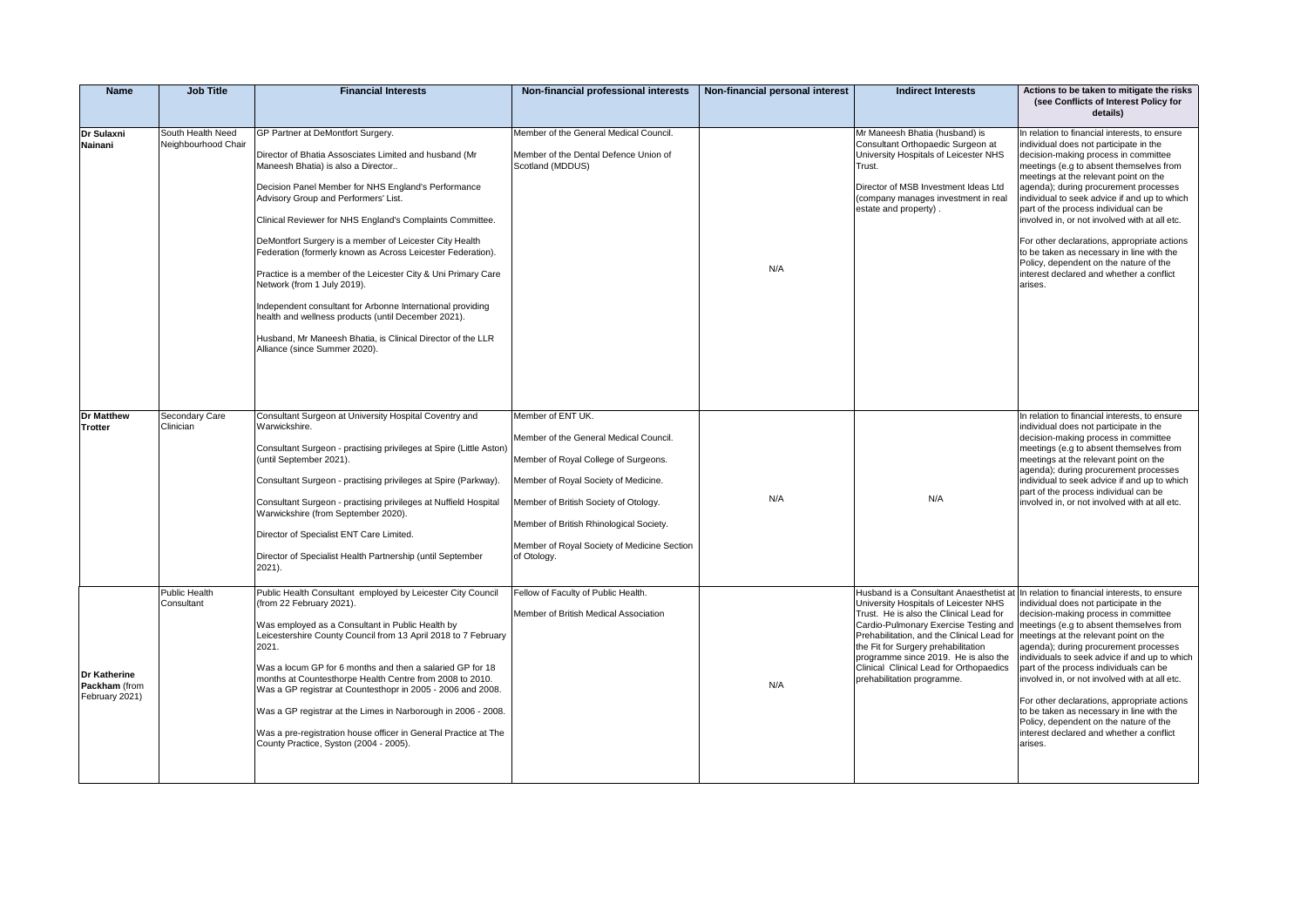| Name | Job Title | Financial Interests | Non-financial professional interests | Non-financial personal interest | Indirect Interests | Actions to be taken to mitigate the risks (see Conflicts of Interest Policy for details) |
|---|---|---|---|---|---|---|
| **Dr Sulaxni Nainani** | South Health Need Neighbourhood Chair | GP Partner at DeMontfort Surgery.<br><br>Director of Bhatia Assosciates Limited and husband (Mr Maneesh Bhatia) is also a Director..<br><br>Decision Panel Member for NHS England's Performance Advisory Group and Performers' List.<br><br>Clinical Reviewer for NHS England's Complaints Committee.<br><br>DeMontfort Surgery is a member of Leicester City Health Federation (formerly known as Across Leicester Federation).<br><br>Practice is a member of the Leicester City & Uni Primary Care Network (from 1 July 2019).<br><br>Independent consultant for Arbonne International providing health and wellness products (until December 2021).<br><br>Husband, Mr Maneesh Bhatia, is Clinical Director of the LLR Alliance (since Summer 2020). | Member of the General Medical Council.<br><br>Member of the Dental Defence Union of Scotland (MDDUS) | N/A | Mr Maneesh Bhatia (husband) is Consultant Orthopaedic Surgeon at University Hospitals of Leicester NHS Trust.<br><br>Director of MSB Investment Ideas Ltd (company manages investment in real estate and property) . | In relation to financial interests, to ensure individual does not participate in the decision-making process in committee meetings (e.g to absent themselves from meetings at the relevant point on the agenda); during procurement processes individual to seek advice if and up to which part of the process individual can be involved in, or not involved with at all etc.<br><br>For other declarations, appropriate actions to be taken as necessary in line with the Policy, dependent on the nature of the interest declared and whether a conflict arises. |
| **Dr Matthew Trotter** | Secondary Care Clinician | Consultant Surgeon at University Hospital Coventry and Warwickshire.<br><br>Consultant Surgeon - practising privileges at Spire (Little Aston) (until September 2021).<br><br>Consultant Surgeon - practising privileges at Spire (Parkway).<br><br>Consultant Surgeon - practising privileges at Nuffield Hospital Warwickshire (from September 2020).<br><br>Director of Specialist ENT Care Limited.<br><br>Director of Specialist Health Partnership (until September 2021). | Member of ENT UK.<br><br>Member of the General Medical Council.<br><br>Member of Royal College of Surgeons.<br><br>Member of Royal Society of Medicine.<br><br>Member of British Society of Otology.<br><br>Member of British Rhinological Society.<br><br>Member of Royal Society of Medicine Section of Otology. | N/A | N/A | In relation to financial interests, to ensure individual does not participate in the decision-making process in committee meetings (e.g to absent themselves from meetings at the relevant point on the agenda); during procurement processes individual to seek advice if and up to which part of the process individual can be involved in, or not involved with at all etc. |
| **Dr Katherine Packham** (from February 2021) | Public Health Consultant | Public Health Consultant employed by Leicester City Council (from 22 February 2021).<br><br>Was employed as a Consultant in Public Health by Leicestershire County Council from 13 April 2018 to 7 February 2021.<br><br>Was a locum GP for 6 months and then a salaried GP for 18 months at Countesthorpe Health Centre from 2008 to 2010. Was a GP registrar at Countesthopr in 2005 - 2006 and 2008.<br><br>Was a GP registrar at the Limes in Narborough in 2006 - 2008.<br><br>Was a pre-registration house officer in General Practice at The County Practice, Syston (2004 - 2005). | Fellow of Faculty of Public Health.<br><br>Member of British Medical Association | N/A | Husband is a Consultant Anaesthetist at University Hospitals of Leicester NHS Trust. He is also the Clinical Lead for Cardio-Pulmonary Exercise Testing and Prehabilitation, and the Clinical Lead for the Fit for Surgery prehabilitation programme since 2019. He is also the Clinical Clinical Lead for Orthopaedics prehabilitation programme. | In relation to financial interests, to ensure individual does not participate in the decision-making process in committee meetings (e.g to absent themselves from meetings at the relevant point on the agenda); during procurement processes individuals to seek advice if and up to which part of the process individuals can be involved in, or not involved with at all etc.<br><br>For other declarations, appropriate actions to be taken as necessary in line with the Policy, dependent on the nature of the interest declared and whether a conflict arises. |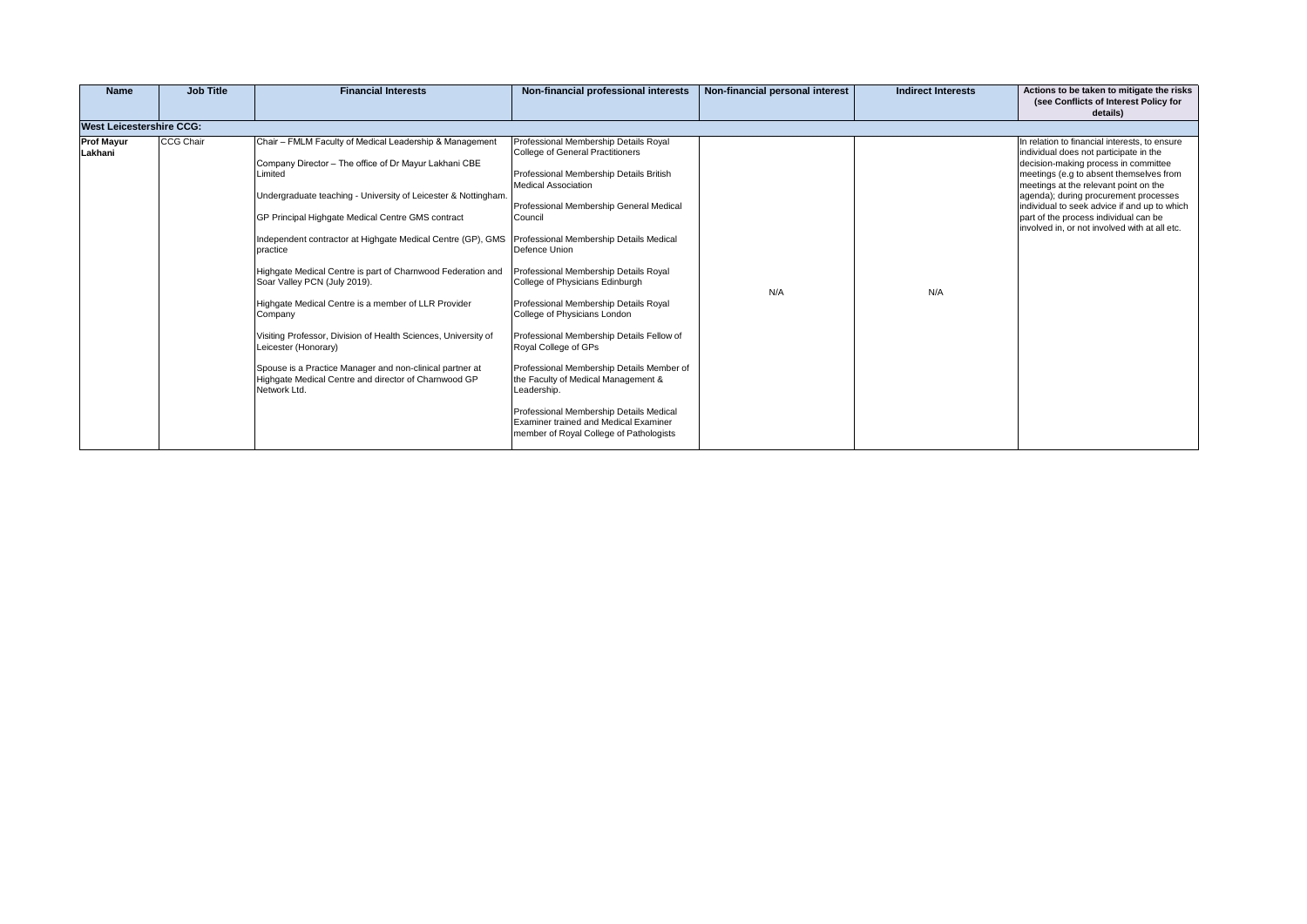| Name | Job Title | Financial Interests | Non-financial professional interests | Non-financial personal interest | Indirect Interests | Actions to be taken to mitigate the risks (see Conflicts of Interest Policy for details) |
|---|---|---|---|---|---|---|
| **West Leicestershire CCG:** | | | | | | |
| **Prof Mayur Lakhani** | CCG Chair | Chair – FMLM Faculty of Medical Leadership & Management<br><br>Company Director – The office of Dr Mayur Lakhani CBE Limited<br><br>Undergraduate teaching - University of Leicester & Nottingham.<br><br>GP Principal Highgate Medical Centre GMS contract<br><br>Independent contractor at Highgate Medical Centre (GP), GMS practice<br><br>Highgate Medical Centre is part of Charnwood Federation and Soar Valley PCN (July 2019).<br><br>Highgate Medical Centre is a member of LLR Provider Company<br><br>Visiting Professor, Division of Health Sciences, University of Leicester (Honorary)<br><br>Spouse is a Practice Manager and non-clinical partner at Highgate Medical Centre and director of Charnwood GP Network Ltd. | Professional Membership Details Royal College of General Practitioners<br><br>Professional Membership Details British Medical Association<br><br>Professional Membership General Medical Council<br><br>Professional Membership Details Medical Defence Union<br><br>Professional Membership Details Royal College of Physicians Edinburgh<br><br>Professional Membership Details Royal College of Physicians London<br><br>Professional Membership Details Fellow of Royal College of GPs<br><br>Professional Membership Details Member of the Faculty of Medical Management & Leadership.<br><br>Professional Membership Details Medical Examiner trained and Medical Examiner member of Royal College of Pathologists | N/A | N/A | In relation to financial interests, to ensure individual does not participate in the decision-making process in committee meetings (e.g to absent themselves from meetings at the relevant point on the agenda); during procurement processes individual to seek advice if and up to which part of the process individual can be involved in, or not involved with at all etc. |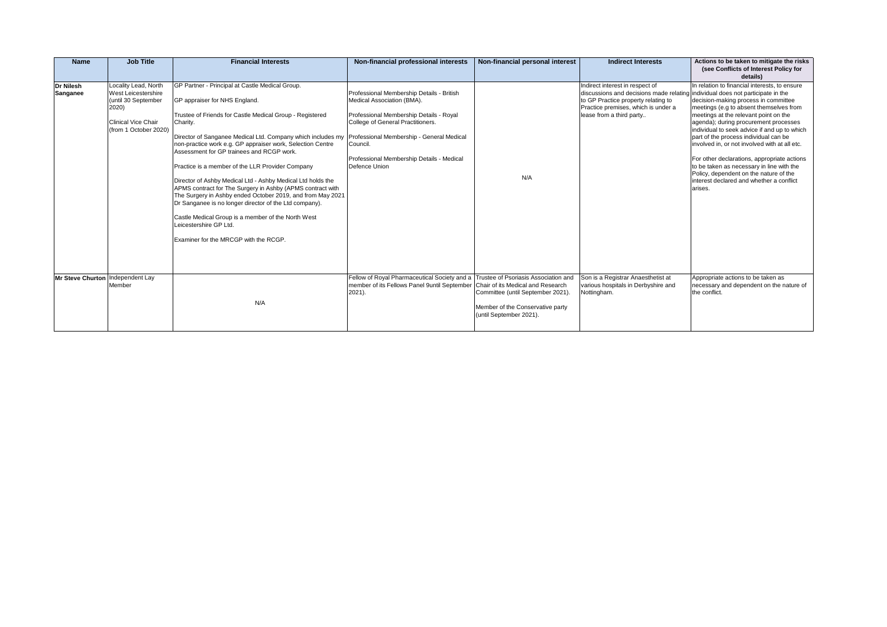| Name | Job Title | Financial Interests | Non-financial professional interests | Non-financial personal interest | Indirect Interests | Actions to be taken to mitigate the risks (see Conflicts of Interest Policy for details) |
|---|---|---|---|---|---|---|
| **Dr Nilesh Sanganee** | Locality Lead, North West Leicestershire (until 30 September 2020)<br><br>Clinical Vice Chair (from 1 October 2020) | GP Partner - Principal at Castle Medical Group.<br><br>GP appraiser for NHS England.<br><br>Trustee of Friends for Castle Medical Group - Registered Charity.<br><br>Director of Sanganee Medical Ltd. Company which includes my non-practice work e.g. GP appraiser work, Selection Centre Assessment for GP trainees and RCGP work.<br><br>Practice is a member of the LLR Provider Company<br><br>Director of Ashby Medical Ltd - Ashby Medical Ltd holds the APMS contract for The Surgery in Ashby (APMS contract with The Surgery in Ashby ended October 2019, and from May 2021 Dr Sanganee is no longer director of the Ltd company).<br><br>Castle Medical Group is a member of the North West Leicestershire GP Ltd.<br><br>Examiner for the MRCGP with the RCGP. | Professional Membership Details - British Medical Association (BMA).<br><br>Professional Membership Details - Royal College of General Practitioners.<br><br>Professional Membership - General Medical Council.<br><br>Professional Membership Details - Medical Defence Union | N/A | Indirect interest in respect of discussions and decisions made relating to GP Practice property relating to Practice premises, which is under a lease from a third party.. | In relation to financial interests, to ensure individual does not participate in the decision-making process in committee meetings (e.g to absent themselves from meetings at the relevant point on the agenda); during procurement processes individual to seek advice if and up to which part of the process individual can be involved in, or not involved with at all etc.<br><br>For other declarations, appropriate actions to be taken as necessary in line with the Policy, dependent on the nature of the interest declared and whether a conflict arises. |
| **Mr Steve Churton** | Independent Lay Member | N/A | Fellow of Royal Pharmaceutical Society and a member of its Fellows Panel 9until September 2021). | Trustee of Psoriasis Association and Chair of its Medical and Research Committee (until September 2021).<br><br>Member of the Conservative party (until September 2021). | Son is a Registrar Anaesthetist at various hospitals in Derbyshire and Nottingham. | Appropriate actions to be taken as necessary and dependent on the nature of the conflict. |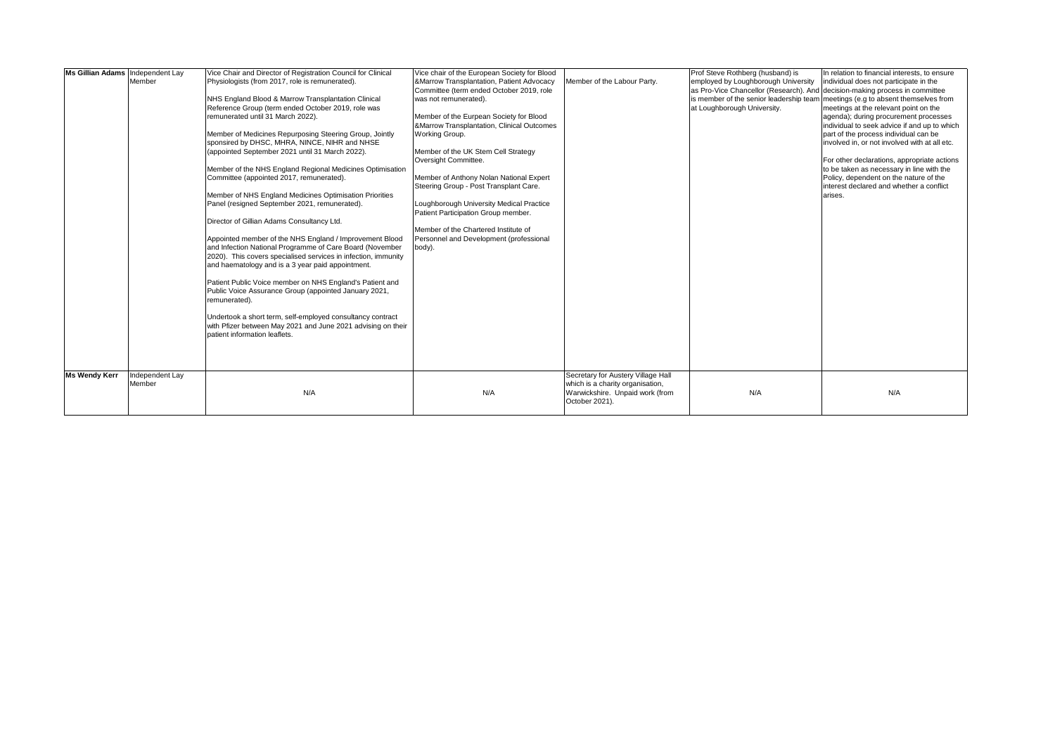| Ms Gillian Adams | Independent Lay Member | Vice Chair and Director of Registration Council for Clinical Physiologists (from 2017, role is remunerated).<br><br>NHS England Blood & Marrow Transplantation Clinical Reference Group (term ended October 2019, role was remunerated until 31 March 2022).<br><br>Member of Medicines Repurposing Steering Group, Jointly sponsired by DHSC, MHRA, NINCE, NIHR and NHSE (appointed September 2021 until 31 March 2022).<br><br>Member of the NHS England Regional Medicines Optimisation Committee (appointed 2017, remunerated).<br><br>Member of NHS England Medicines Optimisation Priorities Panel (resigned September 2021, remunerated).<br><br>Director of Gillian Adams Consultancy Ltd.<br><br>Appointed member of the NHS England / Improvement Blood and Infection National Programme of Care Board (November 2020). This covers specialised services in infection, immunity and haematology and is a 3 year paid appointment.<br><br>Patient Public Voice member on NHS England's Patient and Public Voice Assurance Group (appointed January 2021, remunerated).<br><br>Undertook a short term, self-employed consultancy contract with Pfizer between May 2021 and June 2021 advising on their patient information leaflets. | Vice chair of the European Society for Blood &Marrow Transplantation, Patient Advocacy Committee (term ended October 2019, role was not remunerated).<br><br>Member of the Eurpean Society for Blood &Marrow Transplantation, Clinical Outcomes Working Group.<br><br>Member of the UK Stem Cell Strategy Oversight Committee.<br><br>Member of Anthony Nolan National Expert Steering Group - Post Transplant Care.<br><br>Loughborough University Medical Practice Patient Participation Group member.<br><br>Member of the Chartered Institute of Personnel and Development (professional body). | Member of the Labour Party. | Prof Steve Rothberg (husband) is employed by Loughborough University as Pro-Vice Chancellor (Research). And is member of the senior leadership team at Loughborough University. | In relation to financial interests, to ensure individual does not participate in the decision-making process in committee meetings (e.g to absent themselves from meetings at the relevant point on the agenda); during procurement processes individual to seek advice if and up to which part of the process individual can be involved in, or not involved with at all etc.<br><br>For other declarations, appropriate actions to be taken as necessary in line with the Policy, dependent on the nature of the interest declared and whether a conflict arises. |
|---|---|---|---|---|---|---|
| Ms Wendy Kerr | Independent Lay Member | N/A | N/A | Secretary for Austery Village Hall which is a charity organisation, Warwickshire. Unpaid work (from October 2021). | N/A | N/A |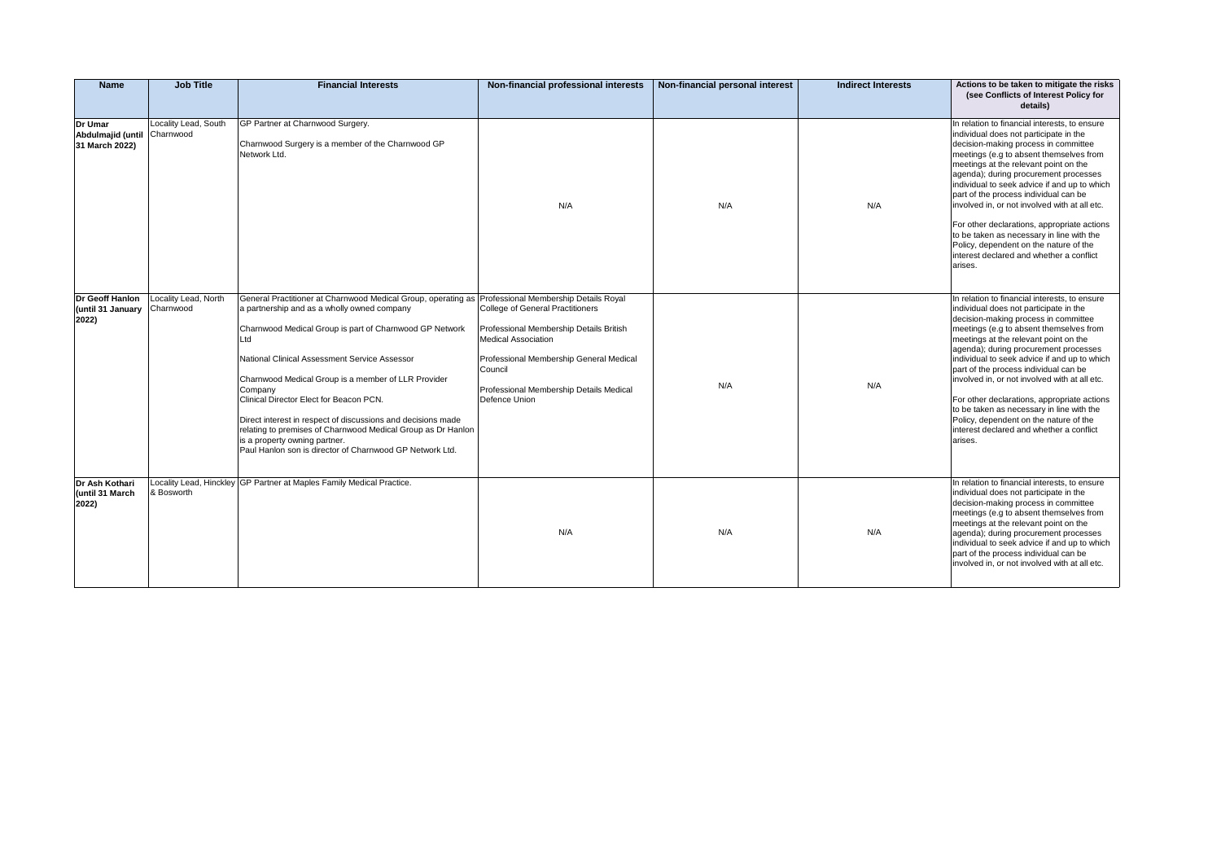| Name | Job Title | Financial Interests | Non-financial professional interests | Non-financial personal interest | Indirect Interests | Actions to be taken to mitigate the risks (see Conflicts of Interest Policy for details) |
|---|---|---|---|---|---|---|
| **Dr Umar Abdulmajid (until 31 March 2022)** | Locality Lead, South Charnwood | GP Partner at Charnwood Surgery.<br><br>Charnwood Surgery is a member of the Charnwood GP Network Ltd. | N/A | N/A | N/A | In relation to financial interests, to ensure individual does not participate in the decision-making process in committee meetings (e.g to absent themselves from meetings at the relevant point on the agenda); during procurement processes individual to seek advice if and up to which part of the process individual can be involved in, or not involved with at all etc.<br><br>For other declarations, appropriate actions to be taken as necessary in line with the Policy, dependent on the nature of the interest declared and whether a conflict arises. |
| **Dr Geoff Hanlon (until 31 January 2022)** | Locality Lead, North Charnwood | General Practitioner at Charnwood Medical Group, operating as a partnership and as a wholly owned company<br><br>Charnwood Medical Group is part of Charnwood GP Network Ltd<br><br>National Clinical Assessment Service Assessor<br><br>Charnwood Medical Group is a member of LLR Provider Company<br>Clinical Director Elect for Beacon PCN.<br><br>Direct interest in respect of discussions and decisions made relating to premises of Charnwood Medical Group as Dr Hanlon is a property owning partner.<br>Paul Hanlon son is director of Charnwood GP Network Ltd. | Professional Membership Details Royal College of General Practitioners<br><br>Professional Membership Details British Medical Association<br><br>Professional Membership General Medical Council<br><br>Professional Membership Details Medical Defence Union | N/A | N/A | In relation to financial interests, to ensure individual does not participate in the decision-making process in committee meetings (e.g to absent themselves from meetings at the relevant point on the agenda); during procurement processes individual to seek advice if and up to which part of the process individual can be involved in, or not involved with at all etc.<br><br>For other declarations, appropriate actions to be taken as necessary in line with the Policy, dependent on the nature of the interest declared and whether a conflict arises. |
| **Dr Ash Kothari (until 31 March 2022)** | Locality Lead, Hinckley & Bosworth | GP Partner at Maples Family Medical Practice. | N/A | N/A | N/A | In relation to financial interests, to ensure individual does not participate in the decision-making process in committee meetings (e.g to absent themselves from meetings at the relevant point on the agenda); during procurement processes individual to seek advice if and up to which part of the process individual can be involved in, or not involved with at all etc. |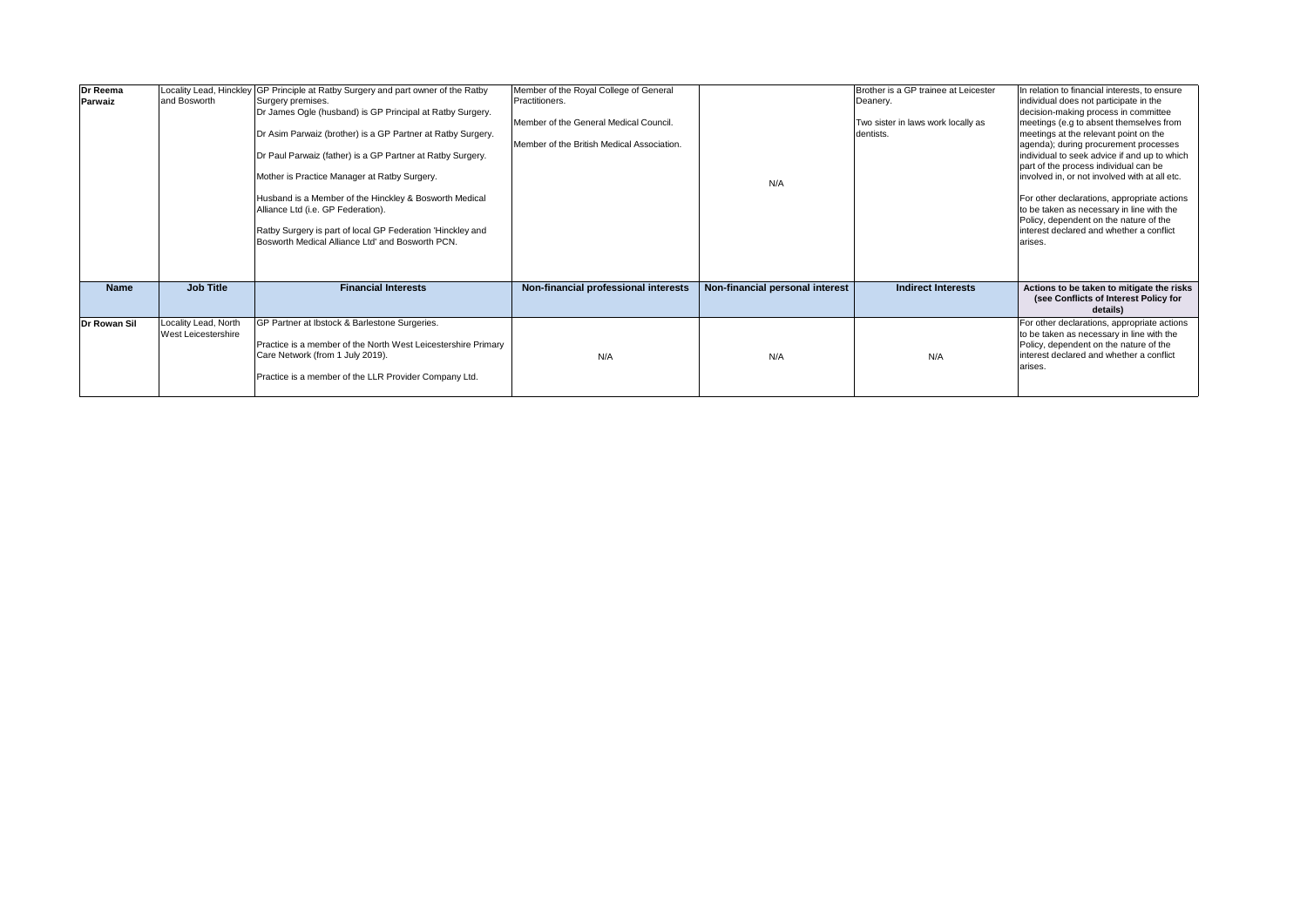| Name | Job Title | Financial Interests | Non-financial professional interests | Non-financial personal interest | Indirect Interests | Actions to be taken to mitigate the risks (see Conflicts of Interest Policy for details) |
|---|---|---|---|---|---|---|
| **Dr Reema Parwaiz** | Locality Lead, Hinckley and Bosworth | GP Principle at Ratby Surgery and part owner of the Ratby Surgery premises. Dr James Ogle (husband) is GP Principal at Ratby Surgery. Dr Asim Parwaiz (brother) is a GP Partner at Ratby Surgery. Dr Paul Parwaiz (father) is a GP Partner at Ratby Surgery. Mother is Practice Manager at Ratby Surgery. Husband is a Member of the Hinckley & Bosworth Medical Alliance Ltd (i.e. GP Federation). Ratby Surgery is part of local GP Federation 'Hinckley and Bosworth Medical Alliance Ltd' and Bosworth PCN. | Member of the Royal College of General Practitioners. Member of the General Medical Council. Member of the British Medical Association. | N/A | Brother is a GP trainee at Leicester Deanery. Two sister in laws work locally as dentists. | In relation to financial interests, to ensure individual does not participate in the decision-making process in committee meetings (e.g to absent themselves from meetings at the relevant point on the agenda); during procurement processes individual to seek advice if and up to which part of the process individual can be involved in, or not involved with at all etc. For other declarations, appropriate actions to be taken as necessary in line with the Policy, dependent on the nature of the interest declared and whether a conflict arises. |
| **Dr Rowan Sil** | Locality Lead, North West Leicestershire | GP Partner at Ibstock & Barlestone Surgeries. Practice is a member of the North West Leicestershire Primary Care Network (from 1 July 2019). Practice is a member of the LLR Provider Company Ltd. | N/A | N/A | N/A | For other declarations, appropriate actions to be taken as necessary in line with the Policy, dependent on the nature of the interest declared and whether a conflict arises. |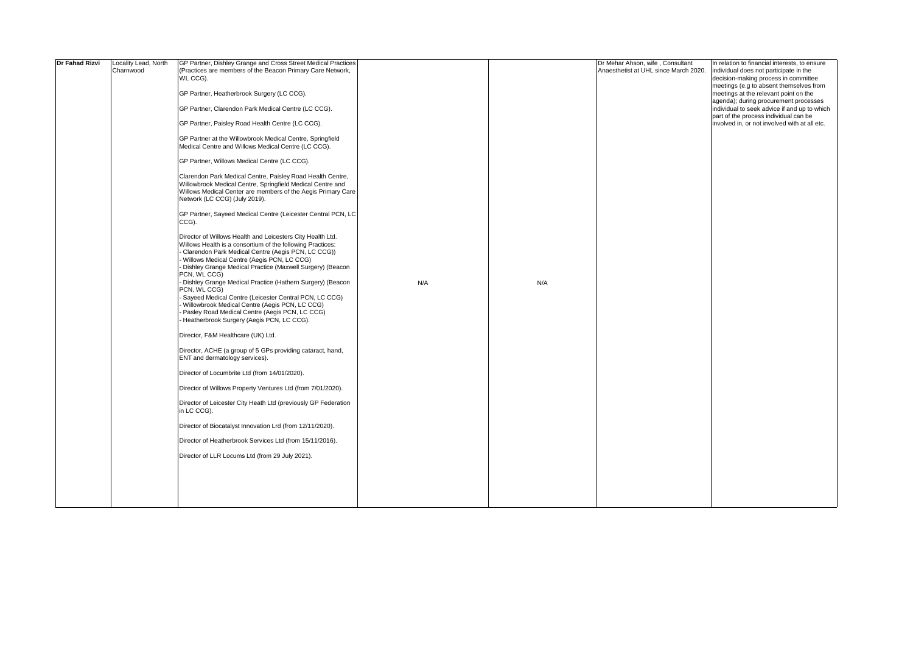| | | | | | | |
|---|---|---|---|---|---|---|
| **Dr Fahad Rizvi** | Locality Lead, North Charnwood | GP Partner, Dishley Grange and Cross Street Medical Practices (Practices are members of the Beacon Primary Care Network, WL CCG).<br><br>GP Partner, Heatherbrook Surgery (LC CCG).<br><br>GP Partner, Clarendon Park Medical Centre (LC CCG).<br><br>GP Partner, Paisley Road Health Centre (LC CCG).<br><br>GP Partner at the Willowbrook Medical Centre, Springfield Medical Centre and Willows Medical Centre (LC CCG).<br><br>GP Partner, Willows Medical Centre (LC CCG).<br><br>Clarendon Park Medical Centre, Paisley Road Health Centre, Willowbrook Medical Centre, Springfield Medical Centre and Willows Medical Center are members of the Aegis Primary Care Network (LC CCG) (July 2019).<br><br>GP Partner, Sayeed Medical Centre (Leicester Central PCN, LC CCG).<br><br>Director of Willows Health and Leicesters City Health Ltd. Willows Health is a consortium of the following Practices:<br>- Clarendon Park Medical Centre (Aegis PCN, LC CCG))<br>- Willows Medical Centre (Aegis PCN, LC CCG)<br>- Dishley Grange Medical Practice (Maxwell Surgery) (Beacon PCN, WL CCG)<br>- Dishley Grange Medical Practice (Hathern Surgery) (Beacon PCN, WL CCG)<br>- Sayeed Medical Centre (Leicester Central PCN, LC CCG)<br>- Willowbrook Medical Centre (Aegis PCN, LC CCG)<br>- Pasley Road Medical Centre (Aegis PCN, LC CCG)<br>- Heatherbrook Surgery (Aegis PCN, LC CCG).<br><br>Director, F&M Healthcare (UK) Ltd.<br><br>Director, ACHE (a group of 5 GPs providing cataract, hand, ENT and dermatology services).<br><br>Director of Locumbrite Ltd (from 14/01/2020).<br><br>Director of Willows Property Ventures Ltd (from 7/01/2020).<br><br>Director of Leicester City Heath Ltd (previously GP Federation in LC CCG).<br><br>Director of Biocatalyst Innovation Lrd (from 12/11/2020).<br><br>Director of Heatherbrook Services Ltd (from 15/11/2016).<br><br>Director of LLR Locums Ltd (from 29 July 2021). | N/A | N/A | Dr Mehar Ahson, wife , Consultant Anaesthetist at UHL since March 2020. | In relation to financial interests, to ensure individual does not participate in the decision-making process in committee meetings (e.g to absent themselves from meetings at the relevant point on the agenda); during procurement processes individual to seek advice if and up to which part of the process individual can be involved in, or not involved with at all etc. |